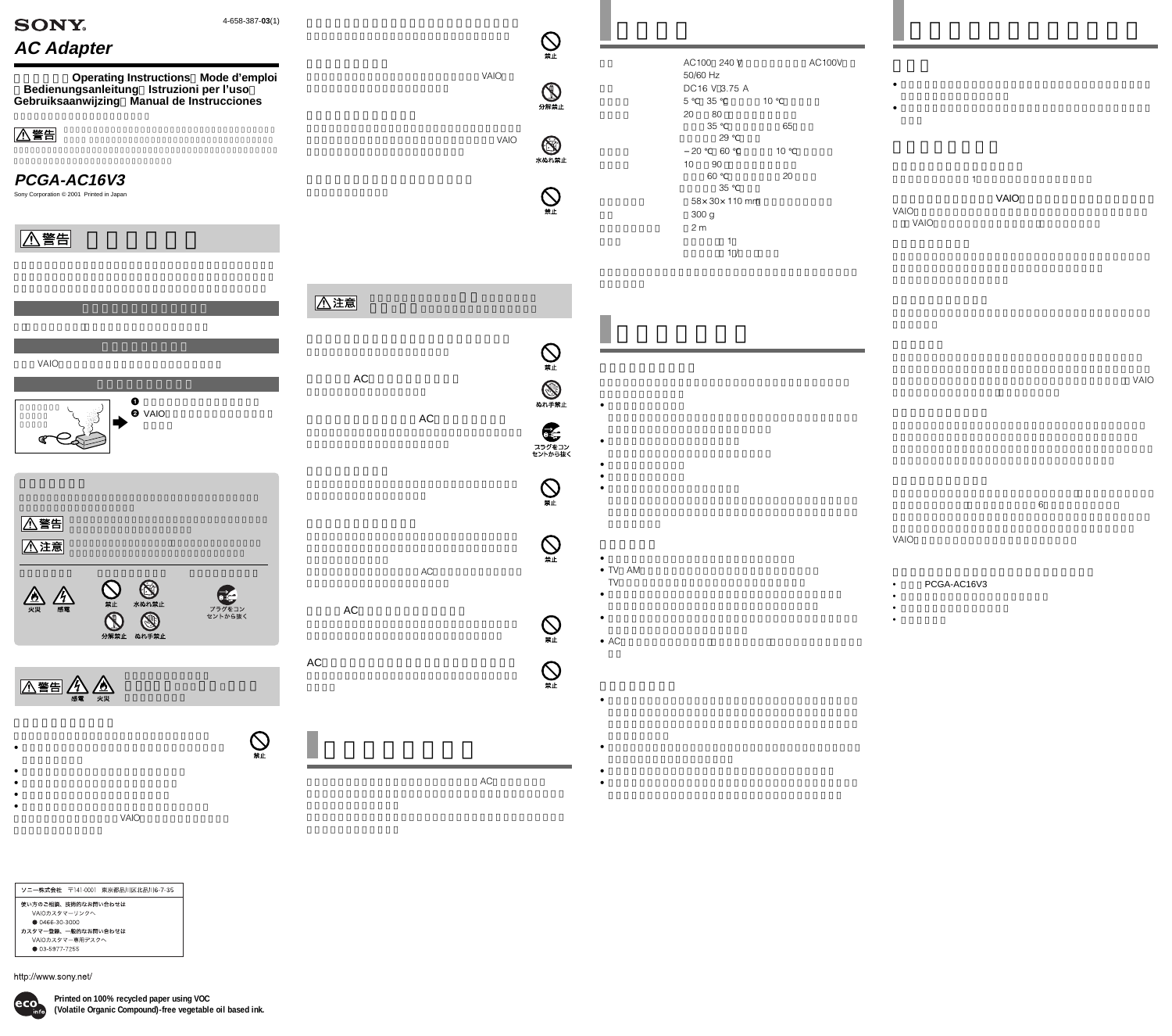**SONY**

4-658-387-03(1)

# AC Adapter

**Operating Instructions / Mode d'emploi / Bedienungsanleitung / Istruzioni per l'uso / Gebruiksaanwijzing / Manual de Instrucciones**

⚠警告

## PCGA-AC16V3

Sony Corporation © 2001 Printed in Japan

⚠警告

VAIO

VAIO

⚠警告

⚠注意

火災　感電

禁止　水ぬれ禁止　プラグをコンセントから抜く

分解禁止　ぬれ手禁止

⚠警告　感電　火災

禁止

VAIO

禁止

VAIO　分解禁止

VAIO　水ぬれ禁止

禁止

⚠注意

禁止

AC　ぬれ手禁止

AC　プラグをコンセントから抜く

禁止

禁止

AC

AC　禁止

AC　禁止

AC

| | |
|---|---|
| | AC100～240 V　AC100V　50/60 Hz |
| | DC16 V　3.75 A |
| | 5 ℃～35 ℃　10 ℃ |
| | 20　80　35 ℃　65　29 ℃ |
| | −20 ℃～60 ℃　10 ℃ |
| | 10　90　60 ℃　20　35 ℃ |
| | 58×30×110 mm |
| | 300 g |
| | 2 m |
| | 1　1/ |

TV　AM

TV

AC

VAIO

VAIO　VAIO

VAIO

6

VAIO

- PCGA-AC16V3

| |
|---|
| ソニー株式会社　〒141-0001　東京都品川区北品川6-7-35 |
| 使い方のご相談、技術的なお問い合わせは |
| VAIOカスタマーリンクへ |
| ● 0466-30-3000 |
| カスタマー登録、一般的なお問い合わせは |
| VAIOカスタマー専用デスクへ |
| ● 03-5977-7255 |

http://www.sony.net/

**Printed on 100% recycled paper using VOC (Volatile Organic Compound)-free vegetable oil based ink.**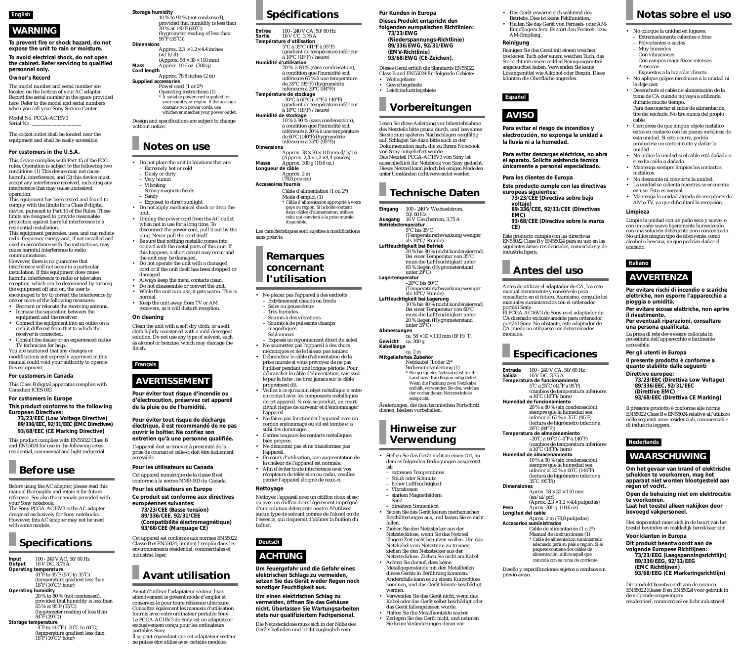English

## WARNING

**To prevent fire or shock hazard, do not expose the unit to rain or moisture.**

**To avoid electrical shock, do not open the cabinet. Refer servicing to qualified personnel only.**

**Owner's Record**

The model number and serial number are located on the bottom of your AC adapter. Record the serial number in the space provided here. Refer to the model and serial numbers when you call your Sony Service Center:

Model No. PCGA-AC16V3
Serial No. ___________________

The socket outlet shall be located near the equipment and shall be easily accessible.

**For customers in the U.S.A.**

This device complies with Part 15 of the FCC rules. Operation is subject to the following two conditions: (1) This device may not cause harmful interference, and (2) this device must accept any interference received, including any interference that may cause undesired operation.
This equipment has been tested and found to comply with the limits for a Class B digital device, pursuant to Part 15 of the Rules. These limits are designed to provide reasonable protection against harmful interference in a residential installation.
This equipment generates, uses, and can radiate radio frequency energy and, if not installed and used in accordance with the instructions, may cause harmful interference to radio communications.
However, there is no guarantee that interference will not occur in a particular installation. If this equipment does cause harmful interference to radio or television reception, which can be determined by turning the equipment off and on, the user is encouraged to try to correct the interference by one or more of the following measures:

- Reorient or relocate the receiving antenna.
- Increase the separation between the equipment and the receiver.
- Connect the equipment into an outlet on a circuit different from that to which the receiver is connected.
- Consult the dealer or an experienced radio/TV technician for help.

You are cautioned that any changes or modifications not expressly approved in this manual could void your authority to operate this equipment.

**For customers in Canada**

This Class B digital apparatus complies with Canadian ICES-003.

**For customers in Europe**

**This product conforms to the following European Directives:**
**73/23/EEC (Low Voltage Directive)**
**89/336/EEC, 92/31/EEC (EMC Directives)**
**93/68/EEC (CE Marking Directive)**

This product complies with EN55022 Class B and EN55024 for use in the following areas: residential, commercial and light-industrial.

## Before use

Before using the AC adapter, please read this manual thoroughly and retain it for future reference. See also the manuals provided with your Sony notebook.
The Sony PCGA-AC16V3 is the AC adapter designed exclusively for Sony notebooks. However, this AC adapter may not be used with some models.

## Specifications

**Input** 100 - 240 V AC, 50/60 Hz
**Output** 16 V DC, 3.75 A
**Operating temperature**
41°F to 95°F (5°C to 35°C) (temperature gradient less than 18°F (10°C)/hour)
**Operating humidity**
20 % to 80 % (not condensed), provided that humidity is less than 65 % at 95°F (35°C) (hygrometer reading of less than 84°F (29°C))
**Storage temperature**
–4°F to 140°F (–20°C to 60°C) (temperature gradient less than 18°F (10°C)/hour)
**Storage humidity**
10 % to 90 % (not condensed), provided that humidity is less than 20 % at 140°F (60°C) (hygrometer reading of less than 95°F (35°C))
**Dimensions**
Approx. 2.3 × 1.2 × 4.4 inches (w/h/d)
(Approx. 58 × 30 × 110 mm)
**Mass** Approx. 10.6 oz. (300 g)
**Cord length**
Approx. 78.8 inches (2 m)
**Supplied accessories**
Power cord (1 or 2*)
Operating instructions (1)
* A suitable power cord supplied for your country or region. If the package contains two power cords, use whichever matches your power outlet.

Design and specifications are subject to change without notice.

## Notes on use

- Do not place the unit in locations that are:
  – Extremely hot or cold
  – Dusty or dirty
  – Very humid
  – Vibrating
  – Strong magnetic fields
  – Sandy
  – Exposed to direct sunlight
- Do not apply mechanical shock or drop the unit.
- Unplug the power cord from the AC outlet when not in use for a long time. To disconnect the power cord, pull it out by the plug. Never pull the cord itself.
- Be sure that nothing metallic comes into contact with the metal parts of this unit. If this happens, a short circuit may occur and the unit may be damaged.
- Do not operate the unit with a damaged cord or if the unit itself has been dropped or damaged.
- Always keep the metal contacts clean.
- Do not disassemble or convert the unit.
- While the unit is in use, it gets warm. This is normal.
- Keep the unit away from TV or AM receivers, as it will disturb reception.

**On cleaning**

Clean the unit with a soft dry cloth, or a soft cloth lightly moistened with a mild detergent solution. Do not use any type of solvent, such as alcohol or benzine, which may damage the finish.

Français

## AVERTISSEMENT

**Pour éviter tout risque d'incendie ou d'électrocution, préservez cet appareil de la pluie ou de l'humidité.**

**Pour éviter tout risque de décharge électrique, il est recommandé de ne pas ouvrir le boîtier. Ne confiez son entretien qu'à une personne qualifiée.**

L'appareil doit se trouver à proximité de la prise de courant et celle-ci doit être facilement accessible.

**Pour les utilisateurs au Canada**

Cet appareil numérique de la classe B est conforme à la norme NMB-003 du Canada.

**Pour les utilisateurs en Europe**

**Ce produit est conforme aux directives européennes suivantes:**
**73/23/CEE (Basse tension)**
**89/336/CEE, 92/31/CEE (Compatibilité électromagnétique)**
**93/68/CEE (Marquage CE)**

Cet appareil est conforme aux normes EN55022 Classe B et EN55024, limitant l'emploi dans les environnements résidentiel, commerciales et industriel léger.

## Avant utilisation

Avant d'utiliser l'adaptateur secteur, lisez attentivement le présent mode d'emploi et conservez-le pour toute référence ultérieure. Consultez également les manuels d'utilisation fournis avec votre ordinateur portable Sony.
Le PCGA-AC16V3 de Sony est un adaptateur exclusivement conçu pour les ordinateurs portables Sony.
Il se peut cependant que cet adaptateur secteur ne puisse être utilisé avec certains modèles.

## Spécifications

**Entrée** 100 - 240 V CA, 50/60 Hz
**Sortie** 16 V CC, 3,75 A
**Température d'utilisation**
5°C à 35°C (41°F à 95°F) (gradient de température inférieur à 10°C (18°F) / heure)
**Humidité d'utilisation**
20 % à 80 % (sans condensation), à condition que l'humidité soit inférieure à 65 % à une température de 35°C (95°F) (hygromètre inférieure à 29°C (84°F))
**Température de stockage**
–20°C à 60°C (–4°F à 140°F) (gradient de température inférieur à 10°C (18°F) / heure)
**Humidité de stockage**
10 % à 90 % (sans condensation), à condition que l'humidité soit inférieure à 20 % à une température de 60°C (140°F) (hygromètre inférieure à 35°C (95°F))
**Dimensions**
Approx. 58 × 30 × 110 mm (l/h/p)
(Approx. 2,3 × 1,2 × 4,4 pouces)
**Masse** Approx. 300 g (10,6 oz.)
**Longueur de câble**
Approx. 2 m
(78,8 pouces)
**Accessoires fournis**
Câble d'alimentation (1 ou 2*)
Mode d'emploi (1)
* Câble d'alimentation approprié à votre pays ou région. Si la boîte contient deux câbles d'alimentation, utilisez celui qui convient à la prise murale disponible.

Les caractéristiques sont sujettes à modifications sans préavis.

## Remarques concernant l'utilisation

- Ne placez pas l'appareil à des endroits :
  – Extrêmement chauds ou froids
  – Sales ou poussiéreux
  – Très humides
  – Soumis à des vibrations
  – Soumis à de puissants champs magnétiques
  – Sablonneux
  – Exposés au rayonnement direct du soleil
- Ne soumettez pas l'appareil à des chocs mécaniques et ne le laissez pas tomber.
- Débranchez le câble d'alimentation de la prise murale si vous prévoyez de ne pas l'utiliser pendant une longue période. Pour débrancher le câble d'alimentation, saisissez-le par la fiche ; ne tirez jamais sur le câble proprement dit.
- Veillez à ce qu'aucun objet métallique n'entre en contact avec les composants métalliques de cet appareil. Si cela se produit, un court-circuit risque de survenir et d'endommager l'appareil.
- Ne faites pas fonctionner l'appareil avec un cordon endommagé ou s'il est tombé et a subi des dommages.
- Gardez toujours les contacts métalliques bien propres.
- Ne démontez pas et ne transformez pas l'appareil.
- En cours d'utilisation, une augmentation de la chaleur de l'appareil est normale.
- Afin d'éviter toute interférence avec vos récepteurs de télévision ou radio, veuillez garder l'appareil éloigné de ceux-ci.

**Nettoyage**

Nettoyez l'appareil avec un chiffon doux et sec ou avec un chiffon doux légèrement imprégné d'une solution détergente neutre. N'utilisez aucun type de solvant comme de l'alcool ou de l'essence, qui risquerait d'abîmer la finition du boîtier.

Deutsch

## ACHTUNG

**Um Feuergefahr und die Gefahr eines elektrischen Schlags zu vermeiden, setzen Sie das Gerät weder Regen noch sonstiger Feuchtigkeit aus.**

**Um einen elektrischen Schlag zu vermeiden, öffnen Sie das Gehäuse nicht. Überlassen Sie Wartungsarbeiten stets nur qualifiziertem Fachpersonal.**

Die Netzsteckdose muss sich in der Nähe des Geräts befinden und leicht zugänglich sein.

**Für Kunden in Europa**

**Dieses Produkt entspricht den folgenden europäischen Richtlinien:**
**73/23/EWG (Niederspannungs-Richtlinie)**
**89/336/EWG, 92/31/EWG (EMV-Richtlinie)**
**93/68/EWG (CE-Zeichen).**

Dieses Gerät erfüllt die Standards EN55022 Class B und EN55024 für folgende Gebiete:
- Wohngebiete
- Gewerbegebiete
- Leichtindustriegebiete

## Vorbereitungen

Lesen Sie diese Anleitung vor Inbetriebnahme des Netzteils bitte genau durch, und bewahren Sie sie zum späteren Nachschlagen sorgfältig auf. Schlagen Sie dazu bitte auch in der Dokumentation nach, die zu Ihrem Notebook von Sony mitgeliefert wurde.
Das Netzteil PCGA-AC16V3 von Sony ist ausschließlich für Notebook von Sony gedacht. Dieses Netzteil kann jedoch bei einigen Modellen unter Umständen nicht verwendet werden.

## Technische Daten

**Eingang** 100 - 240 V Wechselstrom, 50/60 Hz
**Ausgang** 16 V Gleichstrom, 3,75 A
**Betriebstemperatur**
5°C bis 35°C (Temperaturschwankung weniger als 10°C/Stunde)
**Luftfeuchtigkeit bei Betrieb**
20 % bis 80 % (nicht kondensierend). Bei einer Temperatur von 35°C muss die Luftfeuchtigkeit unter 65 % liegen (Hygrometerstand unter 29°C)
**Lagertemperatur**
–20°C bis 60°C (Temperaturschwankung weniger als 10°C/Stunde)
**Luftfeuchtigkeit bei Lagerung**
10 % bis 90 % (nicht kondensierend). Bei einer Temperatur von 60°C muss die Luftfeuchtigkeit unter 20 % liegen (Hygrometerstand unter 35°C)
**Abmessungen**
ca. 58 × 30 × 110 mm (B/H/T)
**Gewicht** ca. 300 g
**Kabellänge**
ca. 2 m
**Mitgeliefertes Zubehör**
Netzkabel (1 oder 2)*
Bedienungsanleitung (1)
* Ein geeignetes Netzkabel ist für Ihr Land bzw. Ihre Region mitgeliefert. Wenn die Packung zwei Netzkabel enthält, verwenden Sie das, welches der vorhandenen Netzsteckdose entspricht.

Änderungen, die dem technischen Fortschritt dienen, bleiben vorbehalten.

## Hinweise zur Verwendung

- Stellen Sie das Gerät nicht an einen Ort, an dem es folgenden Bedingungen ausgesetzt ist:
  – extremen Temperaturen
  – Staub oder Schmutz
  – hoher Luftfeuchtigkeit
  – Vibrationen
  – starken Magnetfeldern
  – Sand
  – direktem Sonnenlicht
- Setzen Sie das Gerät keinen mechanischen Erschütterungen aus, und lassen Sie es nicht fallen.
- Ziehen Sie den Netzstecker aus der Netzsteckdose, wenn Sie das Netzteil längere Zeit nicht benutzen wollen. Um das Netzkabel vom Netzstrom zu trennen, ziehen Sie den Netzstecker aus der Netzsteckdose. Ziehen Sie nicht am Kabel.
- Achten Sie darauf, dass keine Metallgegenstände mit den Metallteilen dieses Geräts in Berührung kommen. Andernfalls kann es zu einem Kurzschluss kommen, und das Gerät könnte beschädigt werden.
- Verwenden Sie das Gerät nicht, wenn das Kabel oder das Gerät selbst beschädigt oder das Gerät fallengelassen wurde.
- Halten Sie die Metallkontakte sauber.
- Zerlegen Sie das Gerät nicht, und nehmen Sie keine Veränderungen daran vor.
- Das Gerät erwärmt sich während des Betriebs. Dies ist keine Fehlfunktion.
- Halten Sie das Gerät von Fernseh- oder AM-Empfängern fern. Es stört den Fernseh- bzw. AM-Empfang.

**Reinigung**

Reinigen Sie das Gerät mit einem weichen, trockenen Tuch oder einem weichen Tuch, das Sie leicht mit einem milden Reinigungsmittel angefeuchtet haben. Verwenden Sie keine Lösungsmittel wie Alkohol oder Benzin. Diese könnten die Oberfläche angreifen.

Español

## AVISO

**Para evitar el riesgo de incendios y electrocución, no exponga la unidad a la lluvia ni a la humedad.**

**Para evitar descargas eléctricas, no abra el aparato. Solicite asistencia técnica únicamente a personal especializado.**

**Para los clientes de Europa**

**Este producto cumple con las directivas europeas siguientes:**
**73/23/CEE (Directiva sobre bajo voltaje)**
**89/336/CEE, 92/31/CEE (Directivas EMC)**
**93/68/CEE (Directiva sobre la marca CE)**

Este producto cumple con las directivas EN55022 Clase B y EN55024 para su uso en las siguientes áreas: residenciales, comerciales y de industria ligera.

## Antes del uso

Antes de utilizar el adaptador de CA, lea este manual atentamente y consérvelo para consultarlo en el futuro. Asimismo, consulte los manuales suministrados con el ordenador portátil Sony.
El PCGA-AC16V3 de Sony es el adaptador de CA diseñado exclusivamente para ordenador portátil Sony. No obstante, este adaptador de CA puede no utilizarse con determinados modelos.

## Especificaciones

**Entrada** 100 - 240 V CA, 50/60 Hz
**Salida** 16 V DC, 3,75 A
**Temperatura de funcionamiento**
5°C a 35°C (41°F a 95°F) (cambios de temperatura inferiores a 10°C (18°F)/hora)
**Humedad de funcionamiento**
20 % a 80 % (sin condensación), siempre que la humedad sea inferior al 65 % a 35°C (95°F) (lectura de higrómetro inferior a 29°C (84°F))
**Temperatura de almacenamiento**
–20°C a 60°C (–4°F a 140°F) (cambios de temperatura inferiores a 10°C (18°F)/hora)
**Humedad de almacenamiento**
10 % a 90 % (sin condensación), siempre que la humedad sea inferior al 20 % a 60°C (140°F) (lectura de higrómetro inferior a 35°C (95°F))
**Dimensiones**
Aprox. 58 × 30 × 110 mm (an/al/prf)
(Aprox. 2,3 × 1,2 × 4,4 pulgadas)
**Peso** Aprox. 300 g. (10,6 oz)
**Longitud del cable**
Aprox. 2 m (78,8 pulgadas)
**Accesorios suministrados**
Cable de alimentación (1 o 2*)
Manual de instrucciones (1)
* Cable de alimentación suministrado adecuado para su país o región. Si el paquete contiene dos cables de alimentación, utilice aquél que coincida con su toma de corriente.

Diseño y especificaciones sujetos a cambios sin previo aviso.

## Notas sobre el uso

- No coloque la unidad en lugares:
  – Extremadamente calientes o fríos
  – Polvorientos o sucios
  – Muy húmedos
  – Con vibraciones
  – Con campos magnéticos intensos
  – Arenosos
  – Expuestos a la luz solar directa
- No aplique golpes mecánicos a la unidad ni la deje caer.
- Desenchufe el cable de alimentación de la toma de CA cuando no vaya a utilizarla durante mucho tiempo.
  Para desconectar el cable de alimentación, tire del enchufe. No tire nunca del propio cable.
- Cerciórese de que ningún objeto metálico entra en contacto con las piezas metálicas de esta unidad. Si esto ocurre, podría producirse un cortocircuito y dañar la unidad.
- No utilice la unidad si el cable está dañado o si se ha caído o dañado.
- Mantenga siempre limpios los contactos metálicos.
- No desmonte ni convierta la unidad.
- La unidad se calienta mientras se encuentra en uso. Esto es normal.
- Mantenga la unidad alejada de receptores de AM o TV, ya que dificultará la recepción.

**Limpieza**

Limpie la unidad con un paño seco y suave, o con un paño suave ligeramente humedecido con una solución detergente poco concentrada. No utilice ningún tipo de disolvente, como alcohol o bencina, ya que podrían dañar el acabado.

Italiano

## AVVERTENZA

**Per evitare rischi di incendio o scariche elettriche, non esporre l'apparecchio a pioggia o umidità.**

**Per evitare scosse elettriche, non aprire il rivestimento.**
**Per eventuali riparazioni, consultare una persona qualificata.**

La presa di rete deve essere collocata in prossimità dell'apparecchio e facilmente accessibile.

**Per gli utenti in Europa**

**Il presente prodotto è conforme a quanto stabilito dalle seguenti**
**Direttive europee:**
**73/23/EEC (Direttiva Low Voltage)**
**89/336/EEC, 92/31/EEC (Direttive EMC)**
**93/68/EEC (Direttiva CE Marking)**

Il presente prodotto è conforme alle norme EN55022 Class B e EN55024 relative all'utilizzo nelle seguenti aree: residenziali, commerciali e di industria leggera.

Nederlands

## WAARSCHUWING

**Om het gevaar van brand of elektrische schokken te voorkomen, mag het apparaat niet worden blootgesteld aan regen of vocht.**

**Open de behuizing niet om elektrocutie te voorkomen.**
**Laat het toestel alleen nakijken door bevoegd vakpersoneel.**

Het stopcontact moet zich in de buurt van het toestel bevinden en makkelijk bereikbaar zijn.

**Voor klanten in Europa**

**Dit produkt beantwoordt aan de volgende Europese Richtlijnen:**
**73/23/EEG (Laagspanningsrichtlijn)**
**89/336/EEG, 92/31/EEG (EMC Richtlijnen)**
**93/68/EEG (CE Markeringsrichtlijn)**

Dit produkt beantwoordt aan de normen EN55022 Klasse B en EN55024 voor gebruik in de volgende omgevingen:
residentieel, commercieel en licht industrieel.